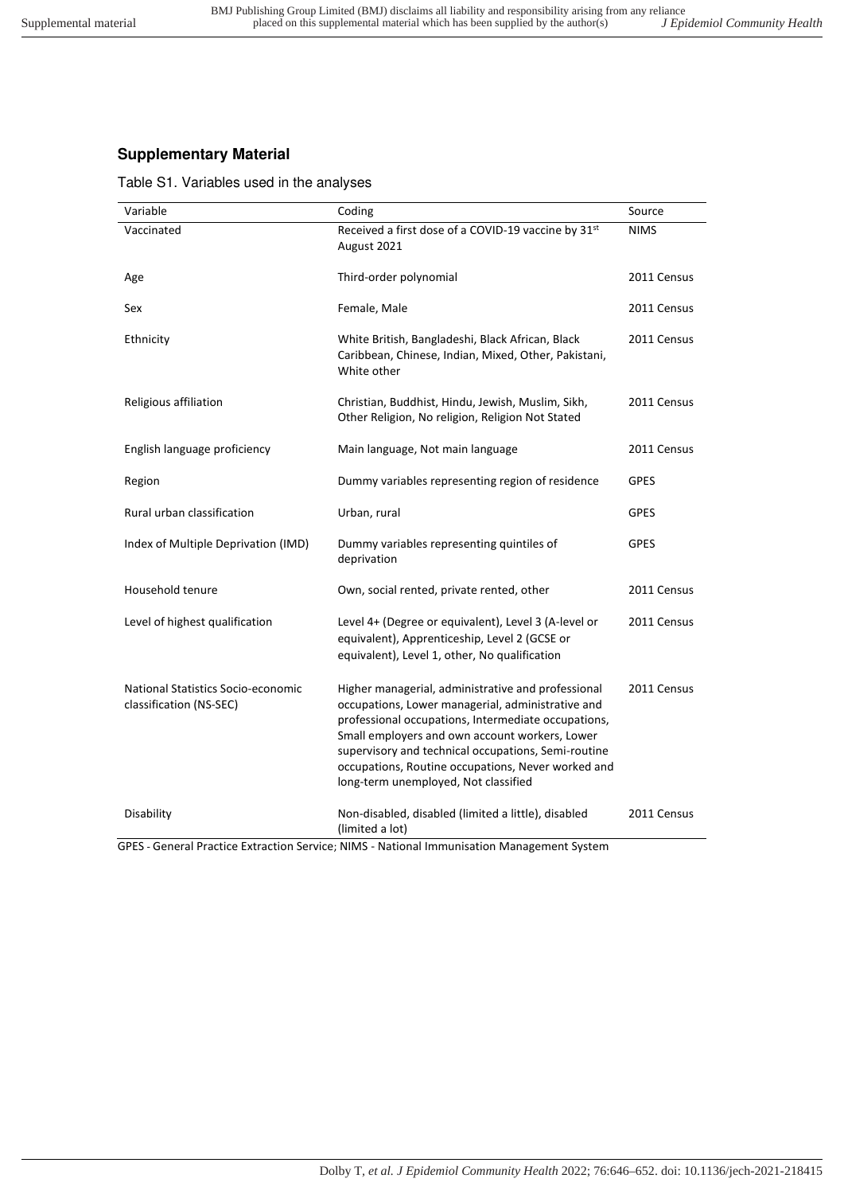## Supplementary Material

Table S1. Variables used in the analyses

| Variable | Coding | Source |
| --- | --- | --- |
| Vaccinated | Received a first dose of a COVID-19 vaccine by 31st August 2021 | NIMS |
| Age | Third-order polynomial | 2011 Census |
| Sex | Female, Male | 2011 Census |
| Ethnicity | White British, Bangladeshi, Black African, Black Caribbean, Chinese, Indian, Mixed, Other, Pakistani, White other | 2011 Census |
| Religious affiliation | Christian, Buddhist, Hindu, Jewish, Muslim, Sikh, Other Religion, No religion, Religion Not Stated | 2011 Census |
| English language proficiency | Main language, Not main language | 2011 Census |
| Region | Dummy variables representing region of residence | GPES |
| Rural urban classification | Urban, rural | GPES |
| Index of Multiple Deprivation (IMD) | Dummy variables representing quintiles of deprivation | GPES |
| Household tenure | Own, social rented, private rented, other | 2011 Census |
| Level of highest qualification | Level 4+ (Degree or equivalent), Level 3 (A-level or equivalent), Apprenticeship, Level 2 (GCSE or equivalent), Level 1, other, No qualification | 2011 Census |
| National Statistics Socio-economic classification (NS-SEC) | Higher managerial, administrative and professional occupations, Lower managerial, administrative and professional occupations, Intermediate occupations, Small employers and own account workers, Lower supervisory and technical occupations, Semi-routine occupations, Routine occupations, Never worked and long-term unemployed, Not classified | 2011 Census |
| Disability | Non-disabled, disabled (limited a little), disabled (limited a lot) | 2011 Census |

GPES - General Practice Extraction Service; NIMS - National Immunisation Management System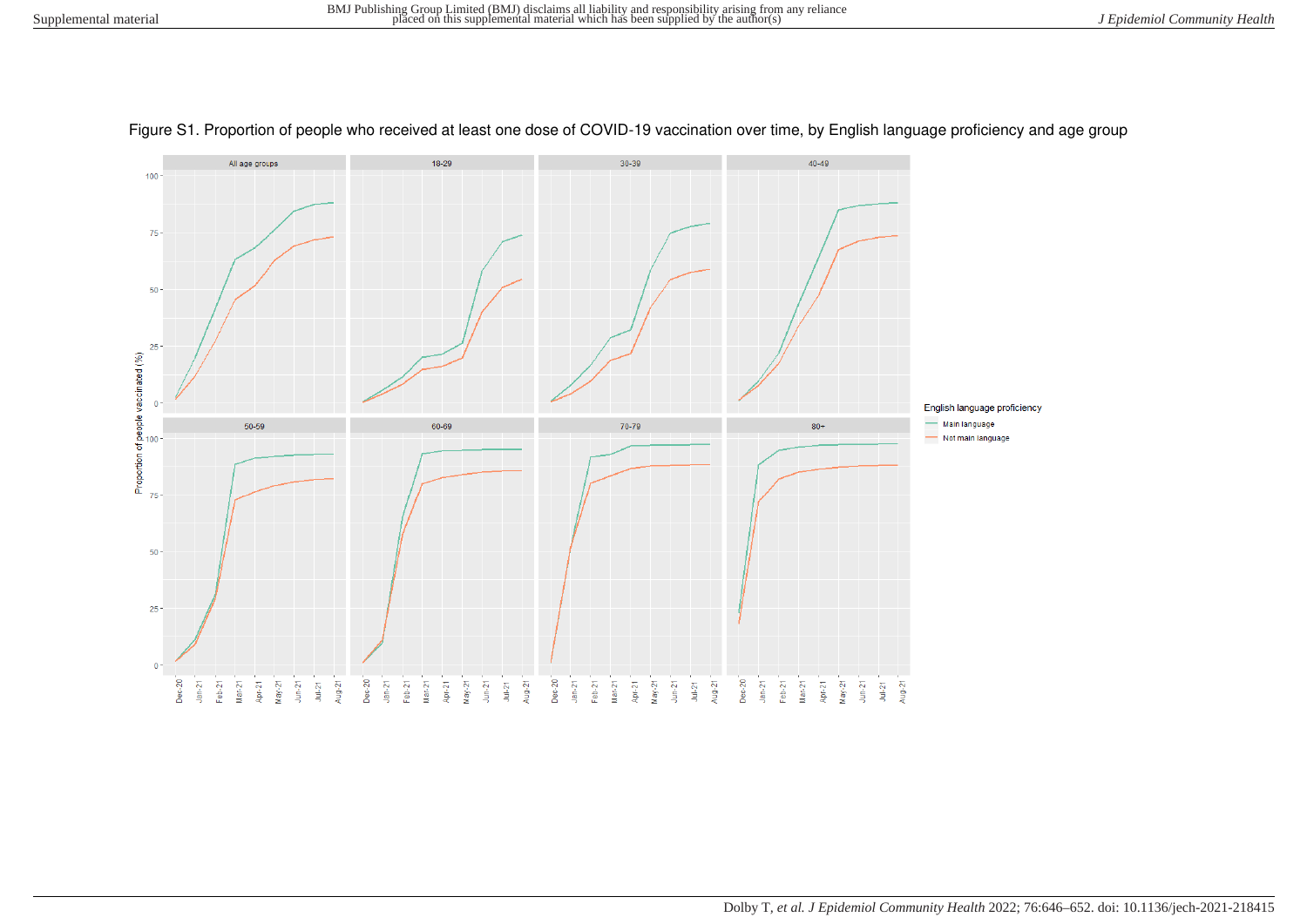Figure S1. Proportion of people who received at least one dose of COVID-19 vaccination over time, by English language proficiency and age group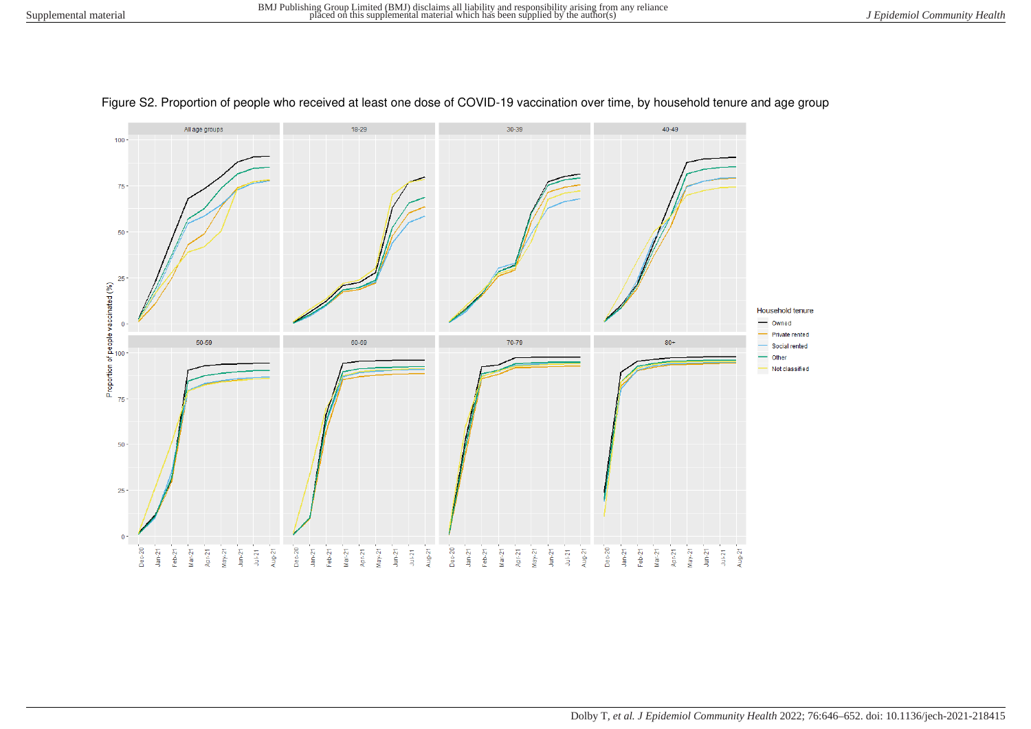Figure S2. Proportion of people who received at least one dose of COVID-19 vaccination over time, by household tenure and age group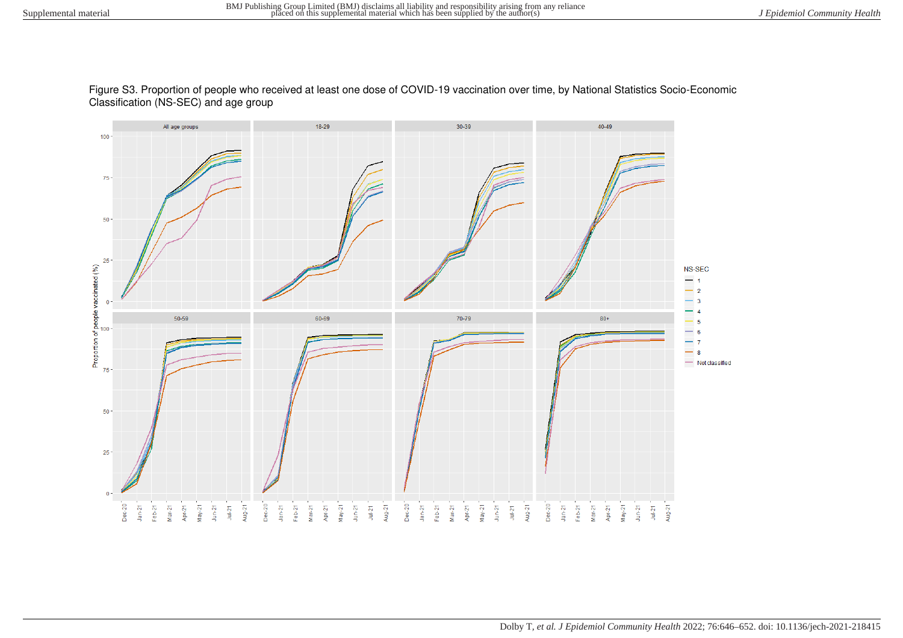Figure S3. Proportion of people who received at least one dose of COVID-19 vaccination over time, by National Statistics Socio-Economic Classification (NS-SEC) and age group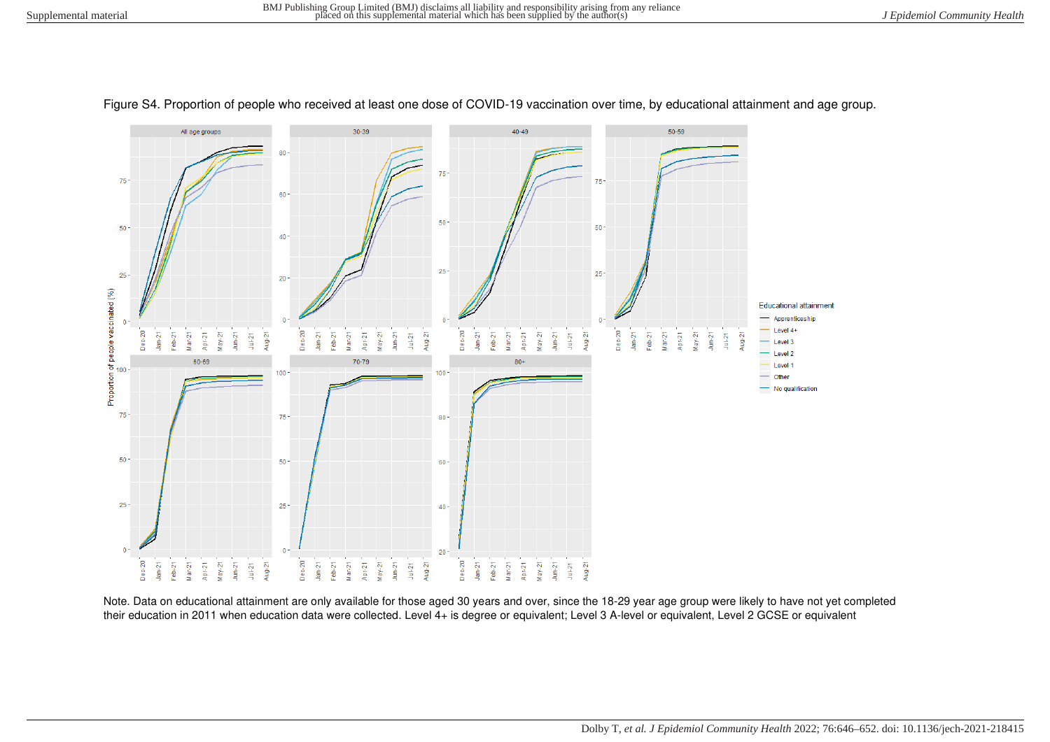Figure S4. Proportion of people who received at least one dose of COVID-19 vaccination over time, by educational attainment and age group.

All age groups

30-39

40-49

50-59

60-69

70-79

80+

Proportion of people vaccinated (%)

Dec-20 Jan-21 Feb-21 Mar-21 Apr-21 May-21 Jun-21 Jul-21 Aug-21

Educational attainment
- Apprenticeship
- Level 4+
- Level 3
- Level 2
- Level 1
- Other
- No qualification

Note. Data on educational attainment are only available for those aged 30 years and over, since the 18-29 year age group were likely to have not yet completed their education in 2011 when education data were collected. Level 4+ is degree or equivalent; Level 3 A-level or equivalent, Level 2 GCSE or equivalent